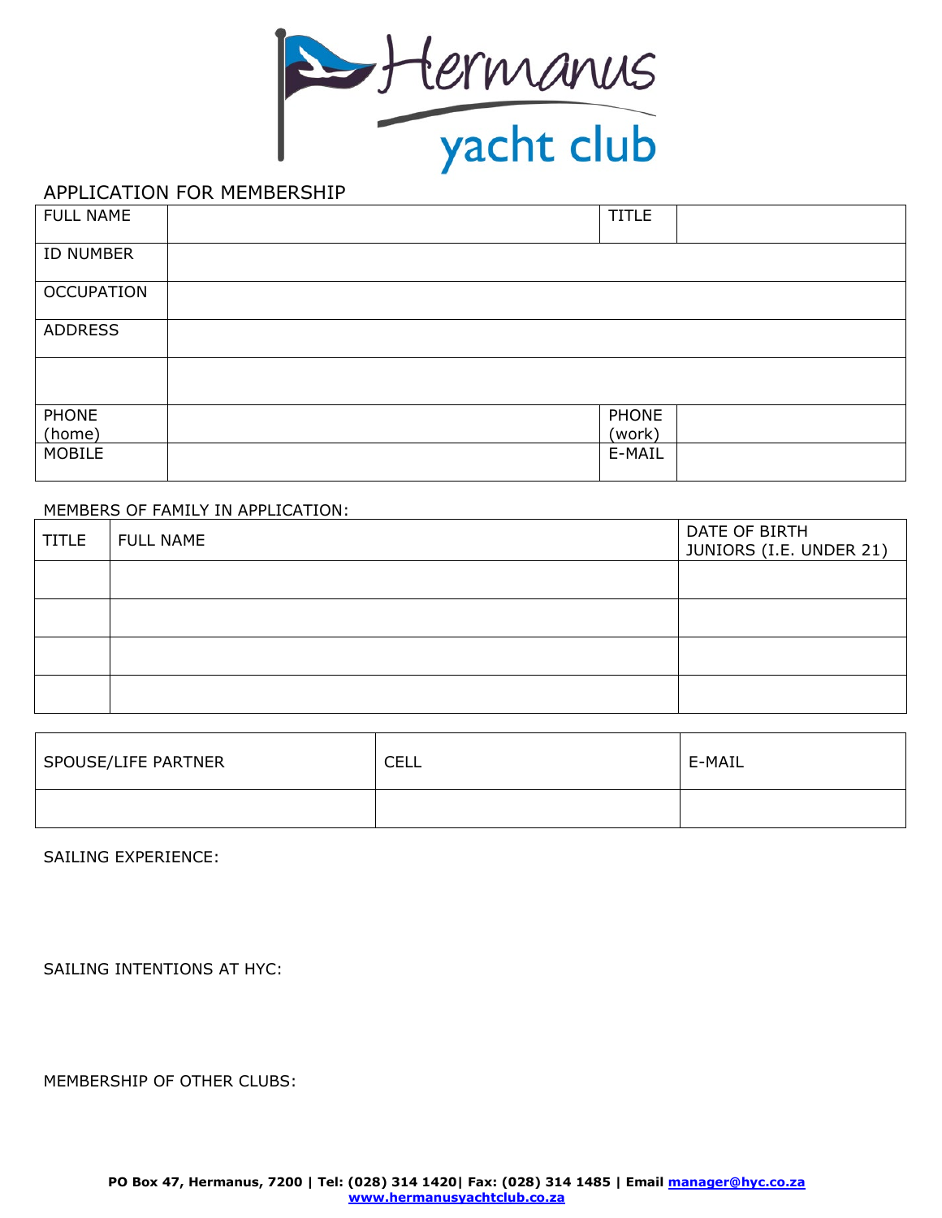# Hermanus yacht club

## APPLICATION FOR MEMBERSHIP

| FULL NAME | | TITLE | |
|---|---|---|---|
| ID NUMBER | | | |
| OCCUPATION | | | |
| ADDRESS | | | |
| | | | |
| PHONE (home) | | PHONE (work) | |
| MOBILE | | E-MAIL | |

MEMBERS OF FAMILY IN APPLICATION:

| TITLE | FULL NAME | DATE OF BIRTH JUNIORS (I.E. UNDER 21) |
|---|---|---|
| | | |
| | | |
| | | |
| | | |

| SPOUSE/LIFE PARTNER | CELL | E-MAIL |
|---|---|---|
| | | |

SAILING EXPERIENCE:

SAILING INTENTIONS AT HYC:

MEMBERSHIP OF OTHER CLUBS:

**PO Box 47, Hermanus, 7200 | Tel: (028) 314 1420| Fax: (028) 314 1485 | Email manager@hyc.co.za**
**www.hermanusyachtclub.co.za**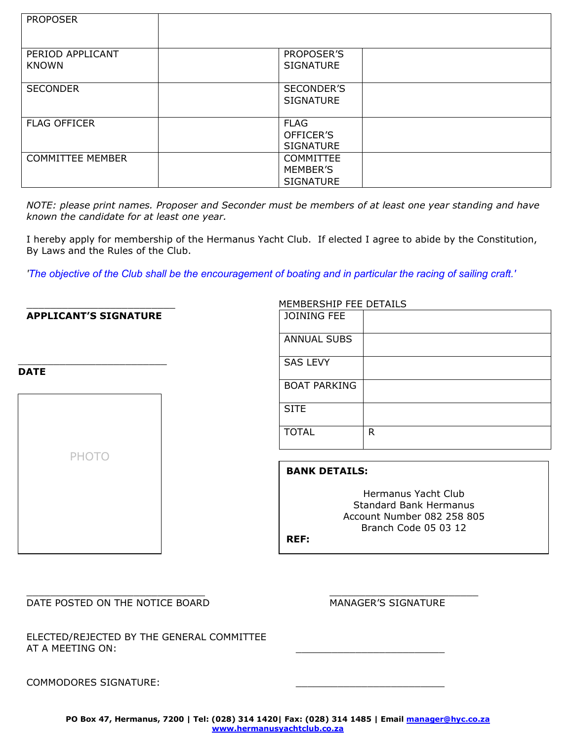| | | | |
|---|---|---|---|
| PROPOSER | | | |
| PERIOD APPLICANT KNOWN | | PROPOSER'S SIGNATURE | |
| SECONDER | | SECONDER'S SIGNATURE | |
| FLAG OFFICER | | FLAG OFFICER'S SIGNATURE | |
| COMMITTEE MEMBER | | COMMITTEE MEMBER'S SIGNATURE | |

*NOTE: please print names. Proposer and Seconder must be members of at least one year standing and have known the candidate for at least one year.*

I hereby apply for membership of the Hermanus Yacht Club. If elected I agree to abide by the Constitution, By Laws and the Rules of the Club.

*'The objective of the Club shall be the encouragement of boating and in particular the racing of sailing craft.'*

\_\_\_\_\_\_\_\_\_\_\_\_\_\_\_\_\_\_\_\_\_\_\_\_\_\_
**APPLICANT'S SIGNATURE**

\_\_\_\_\_\_\_\_\_\_\_\_\_\_\_\_\_\_\_\_\_\_\_\_\_\_
**DATE**

PHOTO

MEMBERSHIP FEE DETAILS

| | |
|---|---|
| JOINING FEE | |
| ANNUAL SUBS | |
| SAS LEVY | |
| BOAT PARKING | |
| SITE | |
| TOTAL | R |

**BANK DETAILS:**

Hermanus Yacht Club
Standard Bank Hermanus
Account Number 082 258 805
Branch Code 05 03 12

**REF:**

\_\_\_\_\_\_\_\_\_\_\_\_\_\_\_\_\_\_\_\_\_\_\_\_\_\_\_\_\_\_\_
DATE POSTED ON THE NOTICE BOARD

\_\_\_\_\_\_\_\_\_\_\_\_\_\_\_\_\_\_\_\_\_\_\_\_\_\_
MANAGER'S SIGNATURE

ELECTED/REJECTED BY THE GENERAL COMMITTEE AT A MEETING ON: \_\_\_\_\_\_\_\_\_\_\_\_\_\_\_\_\_\_\_\_\_\_\_\_\_\_

COMMODORES SIGNATURE: \_\_\_\_\_\_\_\_\_\_\_\_\_\_\_\_\_\_\_\_\_\_\_\_\_\_

**PO Box 47, Hermanus, 7200 | Tel: (028) 314 1420| Fax: (028) 314 1485 | Email manager@hyc.co.za**
**www.hermanusyachtclub.co.za**